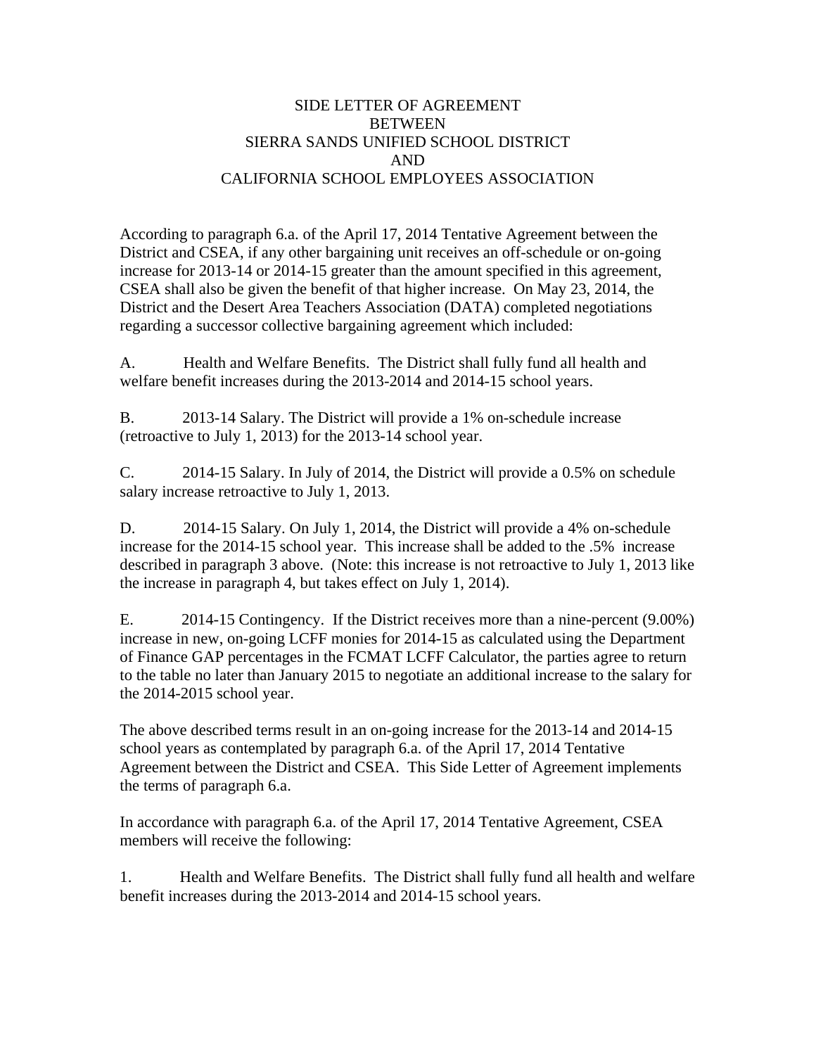# SIDE LETTER OF AGREEMENT BETWEEN SIERRA SANDS UNIFIED SCHOOL DISTRICT AND CALIFORNIA SCHOOL EMPLOYEES ASSOCIATION

According to paragraph 6.a. of the April 17, 2014 Tentative Agreement between the District and CSEA, if any other bargaining unit receives an off-schedule or on-going increase for 2013-14 or 2014-15 greater than the amount specified in this agreement, CSEA shall also be given the benefit of that higher increase. On May 23, 2014, the District and the Desert Area Teachers Association (DATA) completed negotiations regarding a successor collective bargaining agreement which included:

A. Health and Welfare Benefits. The District shall fully fund all health and welfare benefit increases during the 2013-2014 and 2014-15 school years.

B. 2013-14 Salary. The District will provide a 1% on-schedule increase (retroactive to July 1, 2013) for the 2013-14 school year.

C. 2014-15 Salary. In July of 2014, the District will provide a 0.5% on schedule salary increase retroactive to July 1, 2013.

D. 2014-15 Salary. On July 1, 2014, the District will provide a 4% on-schedule increase for the 2014-15 school year. This increase shall be added to the .5% increase described in paragraph 3 above. (Note: this increase is not retroactive to July 1, 2013 like the increase in paragraph 4, but takes effect on July 1, 2014).

E. 2014-15 Contingency. If the District receives more than a nine-percent (9.00%) increase in new, on-going LCFF monies for 2014-15 as calculated using the Department of Finance GAP percentages in the FCMAT LCFF Calculator, the parties agree to return to the table no later than January 2015 to negotiate an additional increase to the salary for the 2014-2015 school year.

The above described terms result in an on-going increase for the 2013-14 and 2014-15 school years as contemplated by paragraph 6.a. of the April 17, 2014 Tentative Agreement between the District and CSEA. This Side Letter of Agreement implements the terms of paragraph 6.a.

In accordance with paragraph 6.a. of the April 17, 2014 Tentative Agreement, CSEA members will receive the following:

1. Health and Welfare Benefits. The District shall fully fund all health and welfare benefit increases during the 2013-2014 and 2014-15 school years.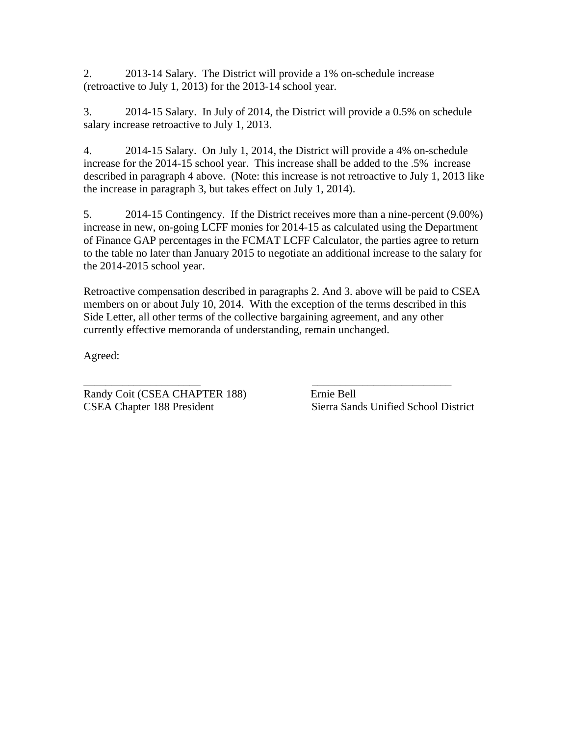2. 2013-14 Salary. The District will provide a 1% on-schedule increase (retroactive to July 1, 2013) for the 2013-14 school year.

3. 2014-15 Salary. In July of 2014, the District will provide a 0.5% on schedule salary increase retroactive to July 1, 2013.

4. 2014-15 Salary. On July 1, 2014, the District will provide a 4% on-schedule increase for the 2014-15 school year. This increase shall be added to the .5% increase described in paragraph 4 above. (Note: this increase is not retroactive to July 1, 2013 like the increase in paragraph 3, but takes effect on July 1, 2014).

5. 2014-15 Contingency. If the District receives more than a nine-percent (9.00%) increase in new, on-going LCFF monies for 2014-15 as calculated using the Department of Finance GAP percentages in the FCMAT LCFF Calculator, the parties agree to return to the table no later than January 2015 to negotiate an additional increase to the salary for the 2014-2015 school year.

Retroactive compensation described in paragraphs 2. And 3. above will be paid to CSEA members on or about July 10, 2014. With the exception of the terms described in this Side Letter, all other terms of the collective bargaining agreement, and any other currently effective memoranda of understanding, remain unchanged.

Agreed:

| _____________________ | _________________________ |
|---|---|
| Randy Coit (CSEA CHAPTER 188) | Ernie Bell |
| CSEA Chapter 188 President | Sierra Sands Unified School District |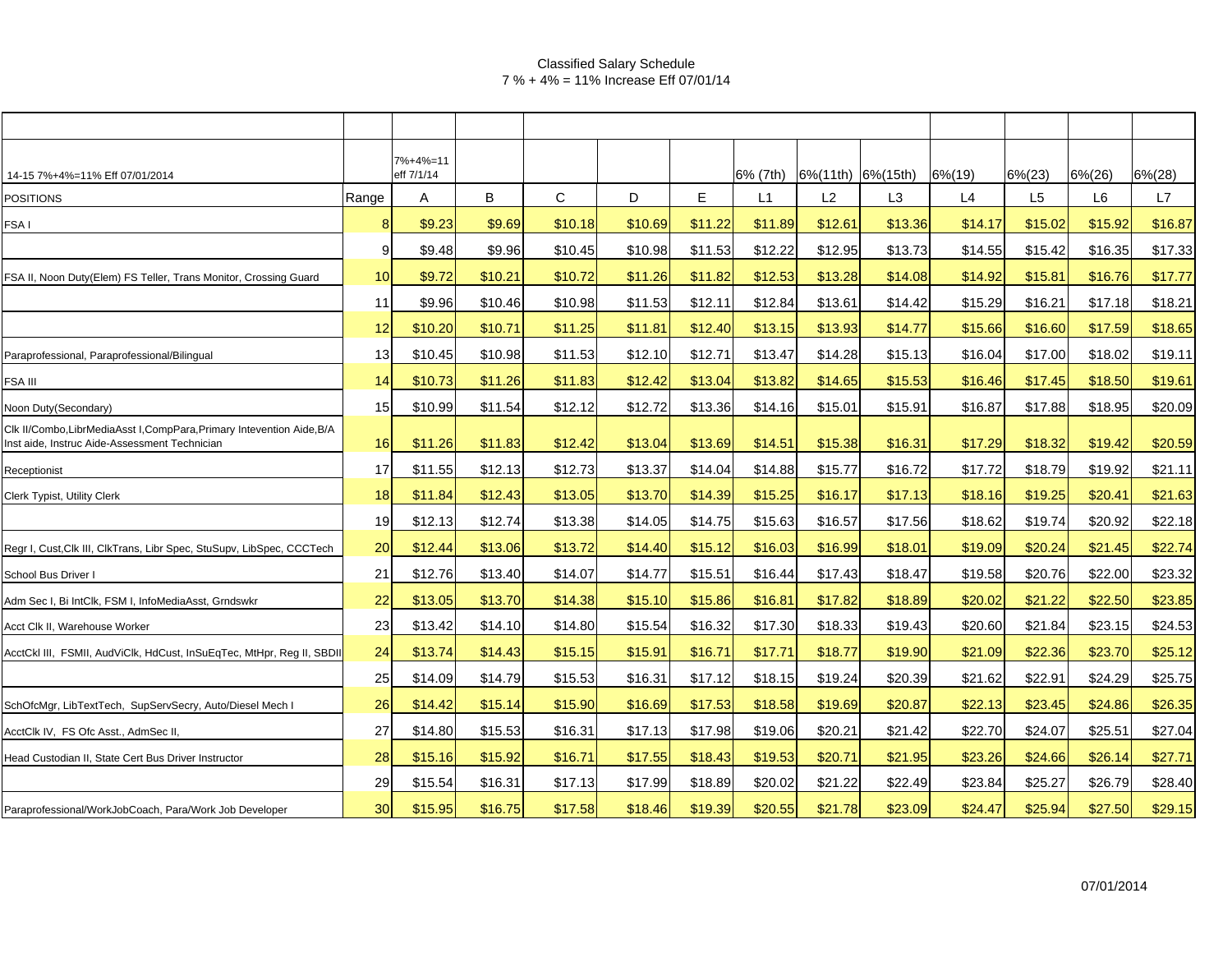Classified Salary Schedule
7 % + 4% = 11% Increase Eff 07/01/14

| 14-15 7%+4%=11% Eff 07/01/2014 | | 7%+4%=11 eff 7/1/14 | | | | | 6% (7th) | 6%(11th) | 6%(15th) | 6%(19) | 6%(23) | 6%(26) | 6%(28) |
|---|---|---|---|---|---|---|---|---|---|---|---|---|---|
| POSITIONS | Range | A | B | C | D | E | L1 | L2 | L3 | L4 | L5 | L6 | L7 |
| FSA I | 8 | $9.23 | $9.69 | $10.18 | $10.69 | $11.22 | $11.89 | $12.61 | $13.36 | $14.17 | $15.02 | $15.92 | $16.87 |
| | 9 | $9.48 | $9.96 | $10.45 | $10.98 | $11.53 | $12.22 | $12.95 | $13.73 | $14.55 | $15.42 | $16.35 | $17.33 |
| FSA II, Noon Duty(Elem) FS Teller, Trans Monitor, Crossing Guard | 10 | $9.72 | $10.21 | $10.72 | $11.26 | $11.82 | $12.53 | $13.28 | $14.08 | $14.92 | $15.81 | $16.76 | $17.77 |
| | 11 | $9.96 | $10.46 | $10.98 | $11.53 | $12.11 | $12.84 | $13.61 | $14.42 | $15.29 | $16.21 | $17.18 | $18.21 |
| | 12 | $10.20 | $10.71 | $11.25 | $11.81 | $12.40 | $13.15 | $13.93 | $14.77 | $15.66 | $16.60 | $17.59 | $18.65 |
| Paraprofessional, Paraprofessional/Bilingual | 13 | $10.45 | $10.98 | $11.53 | $12.10 | $12.71 | $13.47 | $14.28 | $15.13 | $16.04 | $17.00 | $18.02 | $19.11 |
| FSA III | 14 | $10.73 | $11.26 | $11.83 | $12.42 | $13.04 | $13.82 | $14.65 | $15.53 | $16.46 | $17.45 | $18.50 | $19.61 |
| Noon Duty(Secondary) | 15 | $10.99 | $11.54 | $12.12 | $12.72 | $13.36 | $14.16 | $15.01 | $15.91 | $16.87 | $17.88 | $18.95 | $20.09 |
| Clk II/Combo,LibrMediaAsst I,CompPara,Primary Intevention Aide,B/A Inst aide, Instruc Aide-Assessment Technician | 16 | $11.26 | $11.83 | $12.42 | $13.04 | $13.69 | $14.51 | $15.38 | $16.31 | $17.29 | $18.32 | $19.42 | $20.59 |
| Receptionist | 17 | $11.55 | $12.13 | $12.73 | $13.37 | $14.04 | $14.88 | $15.77 | $16.72 | $17.72 | $18.79 | $19.92 | $21.11 |
| Clerk Typist, Utility Clerk | 18 | $11.84 | $12.43 | $13.05 | $13.70 | $14.39 | $15.25 | $16.17 | $17.13 | $18.16 | $19.25 | $20.41 | $21.63 |
| | 19 | $12.13 | $12.74 | $13.38 | $14.05 | $14.75 | $15.63 | $16.57 | $17.56 | $18.62 | $19.74 | $20.92 | $22.18 |
| Regr I, Cust,Clk III, ClkTrans, Libr Spec, StuSupv, LibSpec, CCCTech | 20 | $12.44 | $13.06 | $13.72 | $14.40 | $15.12 | $16.03 | $16.99 | $18.01 | $19.09 | $20.24 | $21.45 | $22.74 |
| School Bus Driver I | 21 | $12.76 | $13.40 | $14.07 | $14.77 | $15.51 | $16.44 | $17.43 | $18.47 | $19.58 | $20.76 | $22.00 | $23.32 |
| Adm Sec I, Bi IntClk, FSM I, InfoMediaAsst, Grndswkr | 22 | $13.05 | $13.70 | $14.38 | $15.10 | $15.86 | $16.81 | $17.82 | $18.89 | $20.02 | $21.22 | $22.50 | $23.85 |
| Acct Clk II, Warehouse Worker | 23 | $13.42 | $14.10 | $14.80 | $15.54 | $16.32 | $17.30 | $18.33 | $19.43 | $20.60 | $21.84 | $23.15 | $24.53 |
| AcctCkl III, FSMII, AudViClk, HdCust, InSuEqTec, MtHpr, Reg II, SBDII | 24 | $13.74 | $14.43 | $15.15 | $15.91 | $16.71 | $17.71 | $18.77 | $19.90 | $21.09 | $22.36 | $23.70 | $25.12 |
| | 25 | $14.09 | $14.79 | $15.53 | $16.31 | $17.12 | $18.15 | $19.24 | $20.39 | $21.62 | $22.91 | $24.29 | $25.75 |
| SchOfcMgr, LibTextTech, SupServSecry, Auto/Diesel Mech I | 26 | $14.42 | $15.14 | $15.90 | $16.69 | $17.53 | $18.58 | $19.69 | $20.87 | $22.13 | $23.45 | $24.86 | $26.35 |
| AcctClk IV, FS Ofc Asst., AdmSec II, | 27 | $14.80 | $15.53 | $16.31 | $17.13 | $17.98 | $19.06 | $20.21 | $21.42 | $22.70 | $24.07 | $25.51 | $27.04 |
| Head Custodian II, State Cert Bus Driver Instructor | 28 | $15.16 | $15.92 | $16.71 | $17.55 | $18.43 | $19.53 | $20.71 | $21.95 | $23.26 | $24.66 | $26.14 | $27.71 |
| | 29 | $15.54 | $16.31 | $17.13 | $17.99 | $18.89 | $20.02 | $21.22 | $22.49 | $23.84 | $25.27 | $26.79 | $28.40 |
| Paraprofessional/WorkJobCoach, Para/Work Job Developer | 30 | $15.95 | $16.75 | $17.58 | $18.46 | $19.39 | $20.55 | $21.78 | $23.09 | $24.47 | $25.94 | $27.50 | $29.15 |

07/01/2014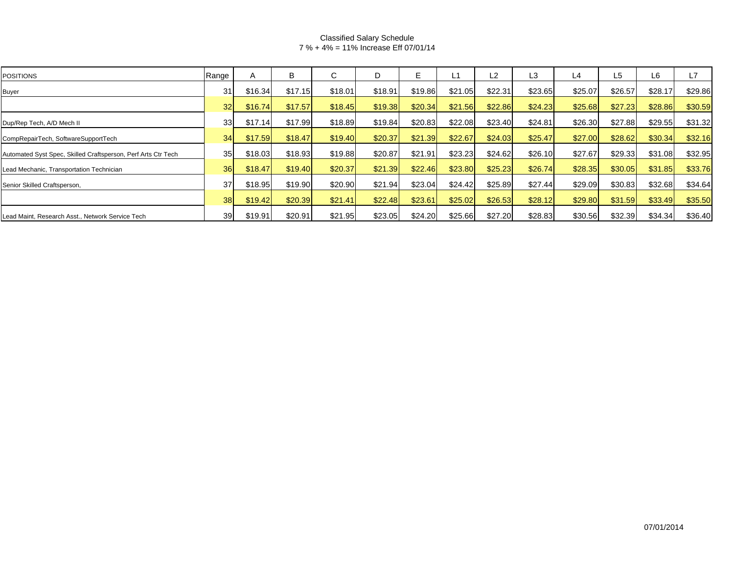Classified Salary Schedule
7 % + 4% = 11% Increase Eff 07/01/14

| POSITIONS | Range | A | B | C | D | E | L1 | L2 | L3 | L4 | L5 | L6 | L7 |
|---|---|---|---|---|---|---|---|---|---|---|---|---|---|
| Buyer | 31 | $16.34 | $17.15 | $18.01 | $18.91 | $19.86 | $21.05 | $22.31 | $23.65 | $25.07 | $26.57 | $28.17 | $29.86 |
| | 32 | $16.74 | $17.57 | $18.45 | $19.38 | $20.34 | $21.56 | $22.86 | $24.23 | $25.68 | $27.23 | $28.86 | $30.59 |
| Dup/Rep Tech, A/D Mech II | 33 | $17.14 | $17.99 | $18.89 | $19.84 | $20.83 | $22.08 | $23.40 | $24.81 | $26.30 | $27.88 | $29.55 | $31.32 |
| CompRepairTech, SoftwareSupportTech | 34 | $17.59 | $18.47 | $19.40 | $20.37 | $21.39 | $22.67 | $24.03 | $25.47 | $27.00 | $28.62 | $30.34 | $32.16 |
| Automated Syst Spec, Skilled Craftsperson, Perf Arts Ctr Tech | 35 | $18.03 | $18.93 | $19.88 | $20.87 | $21.91 | $23.23 | $24.62 | $26.10 | $27.67 | $29.33 | $31.08 | $32.95 |
| Lead Mechanic, Transportation Technician | 36 | $18.47 | $19.40 | $20.37 | $21.39 | $22.46 | $23.80 | $25.23 | $26.74 | $28.35 | $30.05 | $31.85 | $33.76 |
| Senior Skilled Craftsperson, | 37 | $18.95 | $19.90 | $20.90 | $21.94 | $23.04 | $24.42 | $25.89 | $27.44 | $29.09 | $30.83 | $32.68 | $34.64 |
| | 38 | $19.42 | $20.39 | $21.41 | $22.48 | $23.61 | $25.02 | $26.53 | $28.12 | $29.80 | $31.59 | $33.49 | $35.50 |
| Lead Maint, Research Asst., Network Service Tech | 39 | $19.91 | $20.91 | $21.95 | $23.05 | $24.20 | $25.66 | $27.20 | $28.83 | $30.56 | $32.39 | $34.34 | $36.40 |

07/01/2014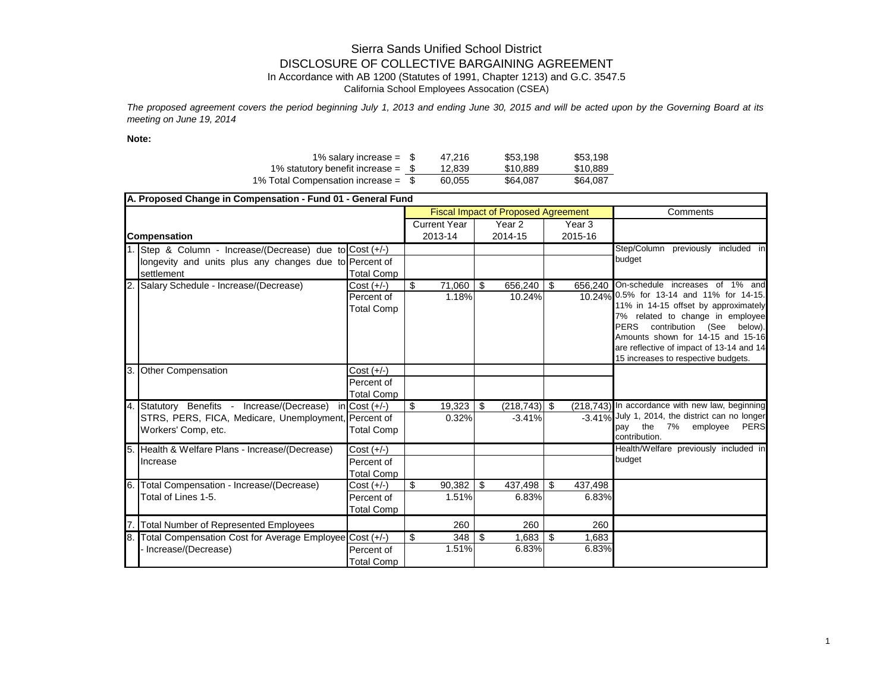Sierra Sands Unified School District

DISCLOSURE OF COLLECTIVE BARGAINING AGREEMENT

In Accordance with AB 1200 (Statutes of 1991, Chapter 1213) and G.C. 3547.5

California School Employees Assocation (CSEA)

*The proposed agreement covers the period beginning July 1, 2013 and ending June 30, 2015 and will be acted upon by the Governing Board at its meeting on June 19, 2014*

**Note:**

| | | | |
|---|---|---|---|
| 1% salary increase = | $ 47,216 | $53,198 | $53,198 |
| 1% statutory benefit increase = | $ 12,839 | $10,889 | $10,889 |
| 1% Total Compensation increase = | $ 60,055 | $64,087 | $64,087 |

**A. Proposed Change in Compensation - Fund 01 - General Fund**

| **Compensation** | | Fiscal Impact of Proposed Agreement | | | Comments |
|---|---|---|---|---|---|
| | | Current Year 2013-14 | Year 2 2014-15 | Year 3 2015-16 | |
| 1. Step & Column - Increase/(Decrease) due to longevity and units plus any changes due to settlement | Cost (+/-) | | | | Step/Column previously included in budget |
| | Percent of Total Comp | | | | |
| 2. Salary Schedule - Increase/(Decrease) | Cost (+/-) | $ 71,060 | $ 656,240 | $ 656,240 | On-schedule increases of 1% and 0.5% for 13-14 and 11% for 14-15. 11% in 14-15 offset by approximately 7% related to change in employee PERS contribution (See below). Amounts shown for 14-15 and 15-16 are reflective of impact of 13-14 and 14-15 increases to respective budgets. |
| | Percent of Total Comp | 1.18% | 10.24% | 10.24% | |
| 3. Other Compensation | Cost (+/-) | | | | |
| | Percent of Total Comp | | | | |
| 4. Statutory Benefits - Increase/(Decrease) in STRS, PERS, FICA, Medicare, Unemployment, Workers' Comp, etc. | Cost (+/-) | $ 19,323 | $ (218,743) | $ (218,743) | In accordance with new law, beginning July 1, 2014, the district can no longer pay the 7% employee PERS contribution. |
| | Percent of Total Comp | 0.32% | -3.41% | -3.41% | |
| 5. Health & Welfare Plans - Increase/(Decrease) Increase | Cost (+/-) | | | | Health/Welfare previously included in budget |
| | Percent of Total Comp | | | | |
| 6. Total Compensation - Increase/(Decrease) Total of Lines 1-5. | Cost (+/-) | $ 90,382 | $ 437,498 | $ 437,498 | |
| | Percent of Total Comp | 1.51% | 6.83% | 6.83% | |
| 7. Total Number of Represented Employees | | 260 | 260 | 260 | |
| 8. Total Compensation Cost for Average Employee - Increase/(Decrease) | Cost (+/-) | $ 348 | $ 1,683 | $ 1,683 | |
| | Percent of Total Comp | 1.51% | 6.83% | 6.83% | |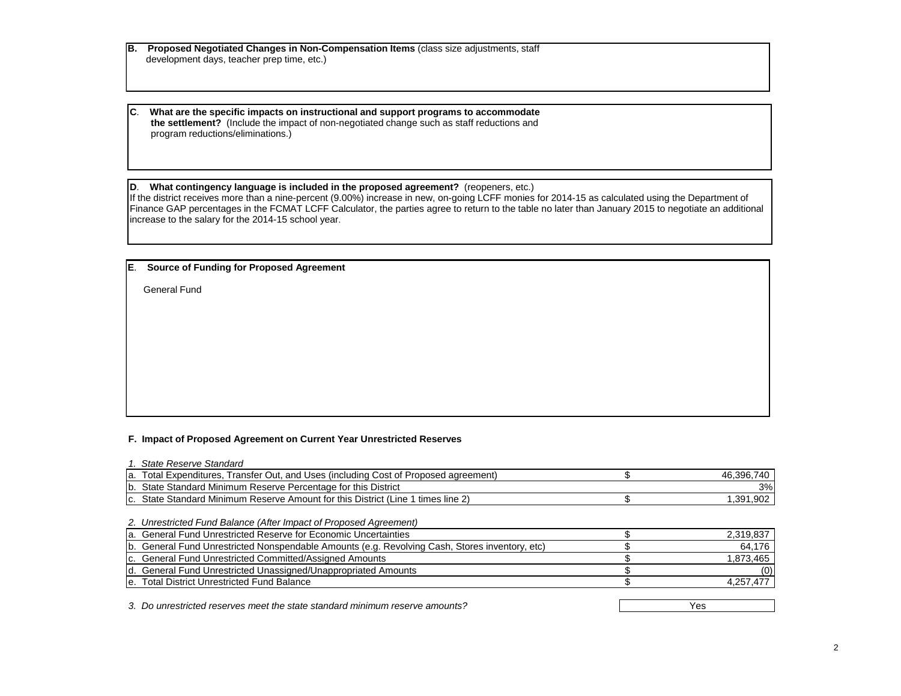**B. Proposed Negotiated Changes in Non-Compensation Items** (class size adjustments, staff development days, teacher prep time, etc.)

**C. What are the specific impacts on instructional and support programs to accommodate the settlement?** (Include the impact of non-negotiated change such as staff reductions and program reductions/eliminations.)

**D. What contingency language is included in the proposed agreement?** (reopeners, etc.)

If the district receives more than a nine-percent (9.00%) increase in new, on-going LCFF monies for 2014-15 as calculated using the Department of Finance GAP percentages in the FCMAT LCFF Calculator, the parties agree to return to the table no later than January 2015 to negotiate an additional increase to the salary for the 2014-15 school year.

**E. Source of Funding for Proposed Agreement**

General Fund

**F. Impact of Proposed Agreement on Current Year Unrestricted Reserves**

*1. State Reserve Standard*

| | | |
|---|---|---|
| a. Total Expenditures, Transfer Out, and Uses (including Cost of Proposed agreement) | $ | 46,396,740 |
| b. State Standard Minimum Reserve Percentage for this District | | 3% |
| c. State Standard Minimum Reserve Amount for this District (Line 1 times line 2) | $ | 1,391,902 |

*2. Unrestricted Fund Balance (After Impact of Proposed Agreement)*

| | | |
|---|---|---|
| a. General Fund Unrestricted Reserve for Economic Uncertainties | $ | 2,319,837 |
| b. General Fund Unrestricted Nonspendable Amounts (e.g. Revolving Cash, Stores inventory, etc) | $ | 64,176 |
| c. General Fund Unrestricted Committed/Assigned Amounts | $ | 1,873,465 |
| d. General Fund Unrestricted Unassigned/Unappropriated Amounts | $ | (0) |
| e. Total District Unrestricted Fund Balance | $ | 4,257,477 |

*3. Do unrestricted reserves meet the state standard minimum reserve amounts?* Yes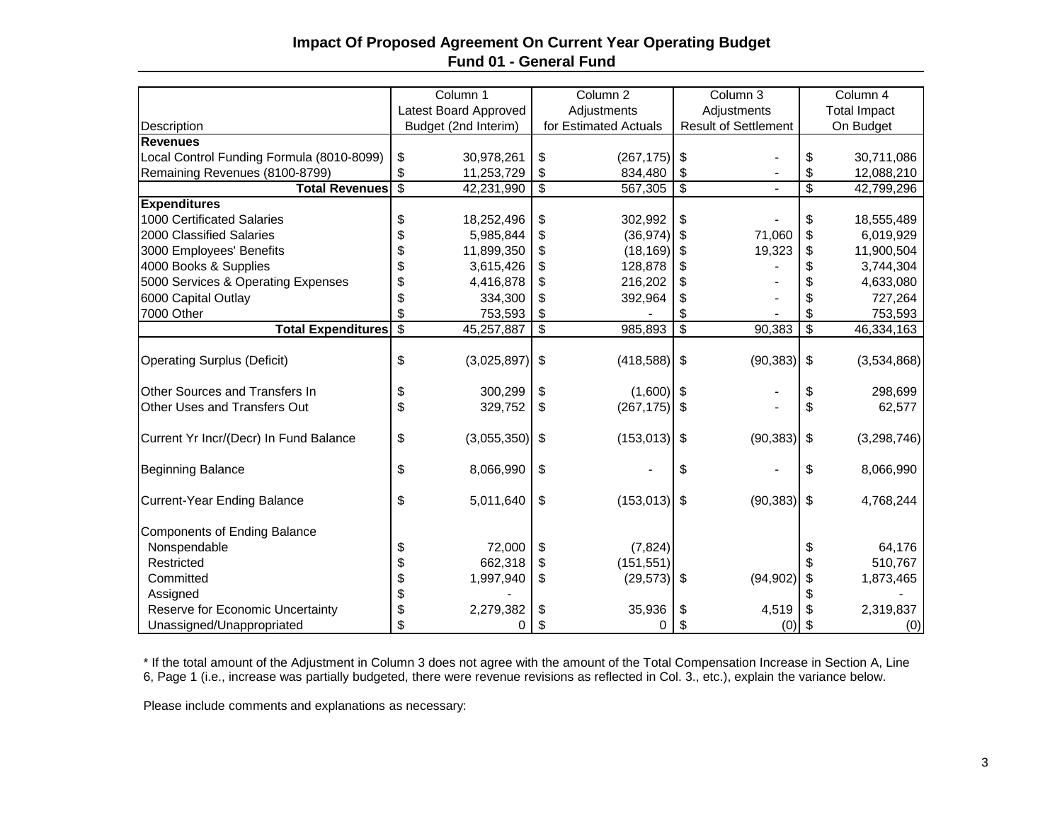# Impact Of Proposed Agreement On Current Year Operating Budget
## Fund 01 - General Fund

| Description | Column 1<br>Latest Board Approved<br>Budget (2nd Interim) | Column 2<br>Adjustments<br>for Estimated Actuals | Column 3<br>Adjustments<br>Result of Settlement | Column 4<br>Total Impact<br>On Budget |
|---|---|---|---|---|
| **Revenues** | | | | |
| Local Control Funding Formula (8010-8099) | $ 30,978,261 | $ (267,175) | $ - | $ 30,711,086 |
| Remaining Revenues (8100-8799) | $ 11,253,729 | $ 834,480 | $ - | $ 12,088,210 |
| **Total Revenues** | $ 42,231,990 | $ 567,305 | $ - | $ 42,799,296 |
| **Expenditures** | | | | |
| 1000 Certificated Salaries | $ 18,252,496 | $ 302,992 | $ - | $ 18,555,489 |
| 2000 Classified Salaries | $ 5,985,844 | $ (36,974) | $ 71,060 | $ 6,019,929 |
| 3000 Employees' Benefits | $ 11,899,350 | $ (18,169) | $ 19,323 | $ 11,900,504 |
| 4000 Books & Supplies | $ 3,615,426 | $ 128,878 | $ - | $ 3,744,304 |
| 5000 Services & Operating Expenses | $ 4,416,878 | $ 216,202 | $ - | $ 4,633,080 |
| 6000 Capital Outlay | $ 334,300 | $ 392,964 | $ - | $ 727,264 |
| 7000 Other | $ 753,593 | $ - | $ - | $ 753,593 |
| **Total Expenditures** | $ 45,257,887 | $ 985,893 | $ 90,383 | $ 46,334,163 |
| Operating Surplus (Deficit) | $ (3,025,897) | $ (418,588) | $ (90,383) | $ (3,534,868) |
| Other Sources and Transfers In | $ 300,299 | $ (1,600) | $ - | $ 298,699 |
| Other Uses and Transfers Out | $ 329,752 | $ (267,175) | $ - | $ 62,577 |
| Current Yr Incr/(Decr) In Fund Balance | $ (3,055,350) | $ (153,013) | $ (90,383) | $ (3,298,746) |
| Beginning Balance | $ 8,066,990 | $ - | $ - | $ 8,066,990 |
| Current-Year Ending Balance | $ 5,011,640 | $ (153,013) | $ (90,383) | $ 4,768,244 |
| Components of Ending Balance | | | | |
| Nonspendable | $ 72,000 | $ (7,824) | | $ 64,176 |
| Restricted | $ 662,318 | $ (151,551) | | $ 510,767 |
| Committed | $ 1,997,940 | $ (29,573) | $ (94,902) | $ 1,873,465 |
| Assigned | $ - | | | $ - |
| Reserve for Economic Uncertainty | $ 2,279,382 | $ 35,936 | $ 4,519 | $ 2,319,837 |
| Unassigned/Unappropriated | $ 0 | $ 0 | $ (0) | $ (0) |

* If the total amount of the Adjustment in Column 3 does not agree with the amount of the Total Compensation Increase in Section A, Line 6, Page 1 (i.e., increase was partially budgeted, there were revenue revisions as reflected in Col. 3., etc.), explain the variance below.

Please include comments and explanations as necessary: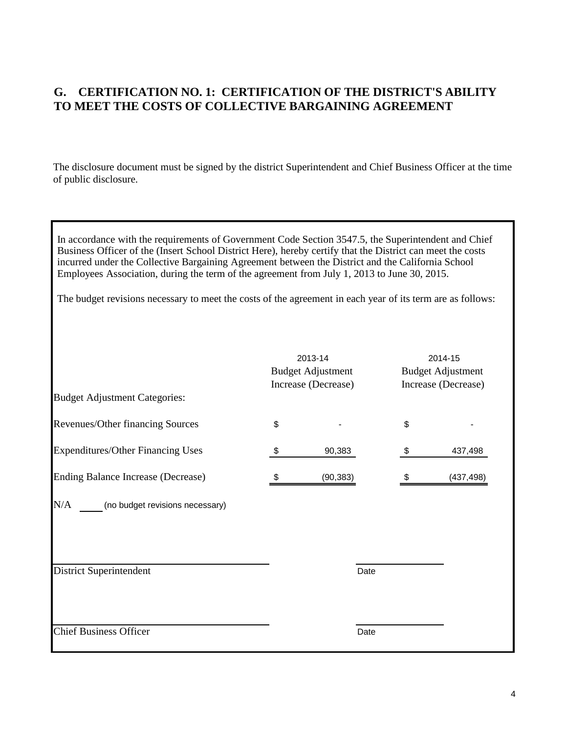## G. CERTIFICATION NO. 1: CERTIFICATION OF THE DISTRICT'S ABILITY TO MEET THE COSTS OF COLLECTIVE BARGAINING AGREEMENT

The disclosure document must be signed by the district Superintendent and Chief Business Officer at the time of public disclosure.

In accordance with the requirements of Government Code Section 3547.5, the Superintendent and Chief Business Officer of the (Insert School District Here), hereby certify that the District can meet the costs incurred under the Collective Bargaining Agreement between the District and the California School Employees Association, during the term of the agreement from July 1, 2013 to June 30, 2015.

The budget revisions necessary to meet the costs of the agreement in each year of its term are as follows:

| Budget Adjustment Categories: | 2013-14 Budget Adjustment Increase (Decrease) | 2014-15 Budget Adjustment Increase (Decrease) |
|---|---|---|
| Revenues/Other financing Sources | $ - | $ - |
| Expenditures/Other Financing Uses | $ 90,383 | $ 437,498 |
| Ending Balance Increase (Decrease) | $ (90,383) | $ (437,498) |

N/A _____ (no budget revisions necessary)

_______________________________ _______________
District Superintendent Date

_______________________________ _______________
Chief Business Officer Date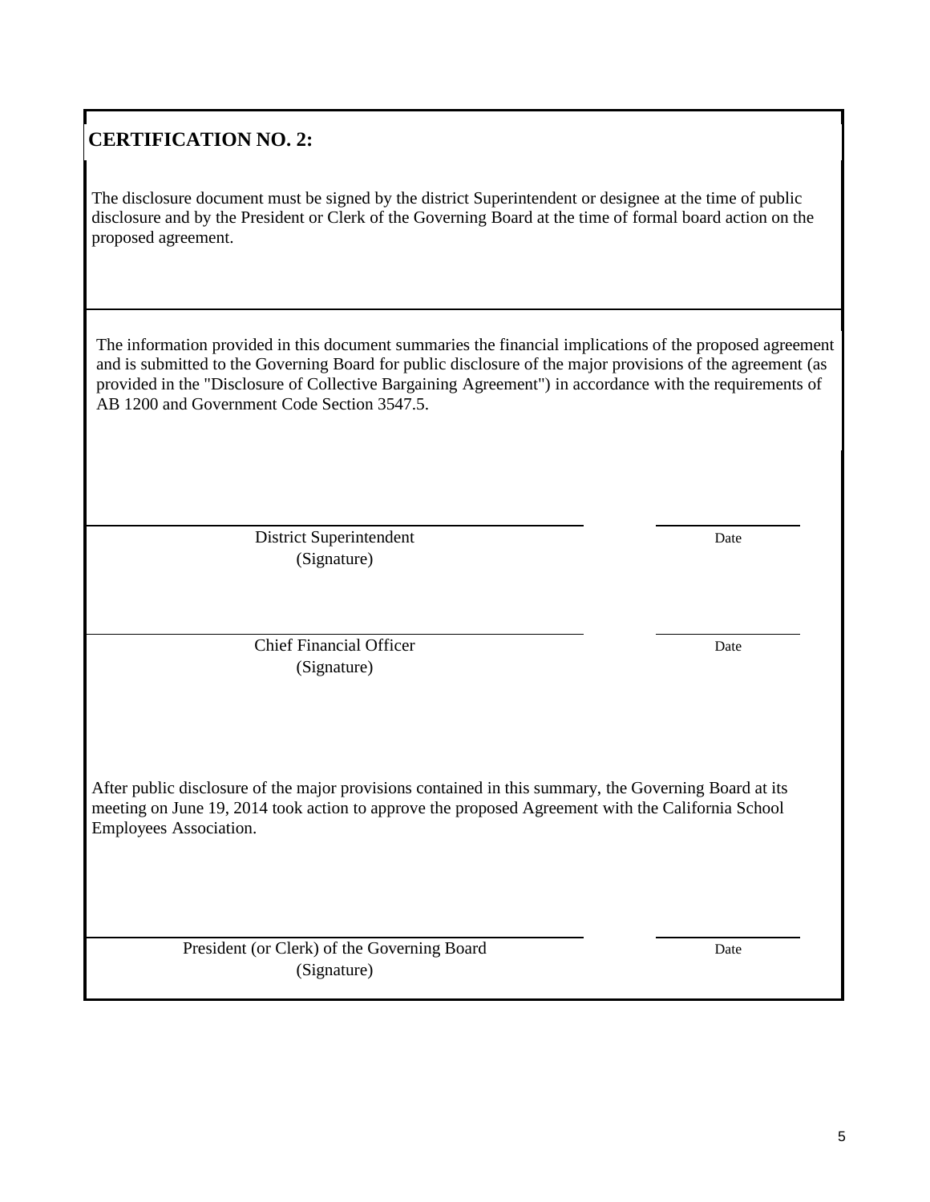## CERTIFICATION NO. 2:

The disclosure document must be signed by the district Superintendent or designee at the time of public disclosure and by the President or Clerk of the Governing Board at the time of formal board action on the proposed agreement.

The information provided in this document summaries the financial implications of the proposed agreement and is submitted to the Governing Board for public disclosure of the major provisions of the agreement (as provided in the "Disclosure of Collective Bargaining Agreement") in accordance with the requirements of AB 1200 and Government Code Section 3547.5.

\_\_\_\_\_\_\_\_\_\_\_\_\_\_\_\_\_\_\_\_\_\_\_\_\_\_\_\_\_\_\_\_\_\_\_\_\_\_\_\_ \_\_\_\_\_\_\_\_\_\_\_\_\_\_\_\_

District Superintendent (Signature) Date

\_\_\_\_\_\_\_\_\_\_\_\_\_\_\_\_\_\_\_\_\_\_\_\_\_\_\_\_\_\_\_\_\_\_\_\_\_\_\_\_ \_\_\_\_\_\_\_\_\_\_\_\_\_\_\_\_

Chief Financial Officer (Signature) Date

After public disclosure of the major provisions contained in this summary, the Governing Board at its meeting on June 19, 2014 took action to approve the proposed Agreement with the California School Employees Association.

\_\_\_\_\_\_\_\_\_\_\_\_\_\_\_\_\_\_\_\_\_\_\_\_\_\_\_\_\_\_\_\_\_\_\_\_\_\_\_\_ \_\_\_\_\_\_\_\_\_\_\_\_\_\_\_\_

President (or Clerk) of the Governing Board (Signature) Date